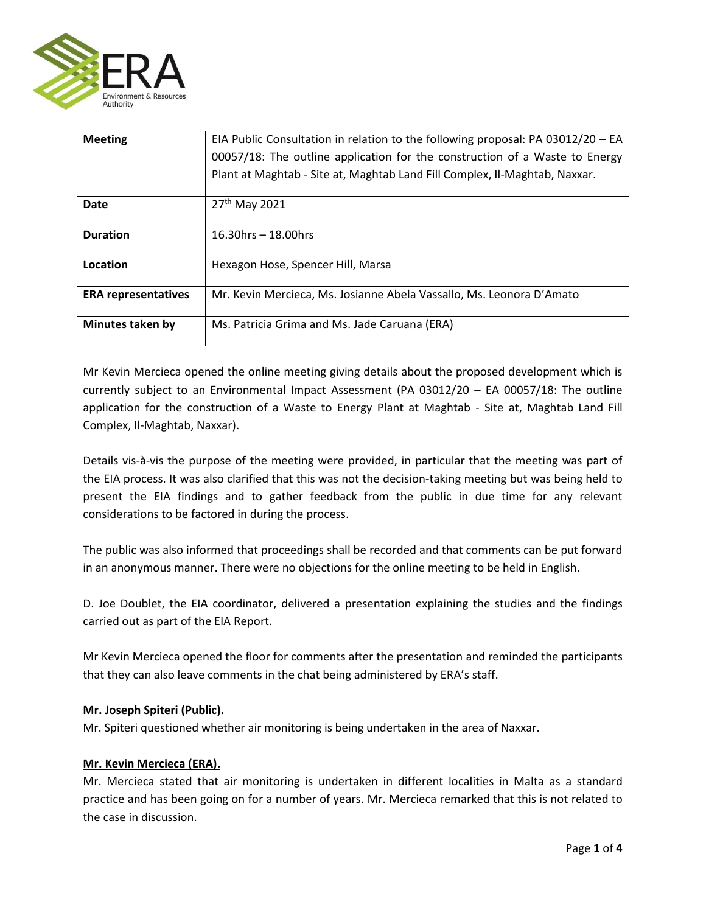| **Meeting** | EIA Public Consultation in relation to the following proposal: PA 03012/20 – EA 00057/18: The outline application for the construction of a Waste to Energy Plant at Maghtab - Site at, Maghtab Land Fill Complex, Il-Maghtab, Naxxar. |
|---|---|
| **Date** | 27th May 2021 |
| **Duration** | 16.30hrs – 18.00hrs |
| **Location** | Hexagon Hose, Spencer Hill, Marsa |
| **ERA representatives** | Mr. Kevin Mercieca, Ms. Josianne Abela Vassallo, Ms. Leonora D'Amato |
| **Minutes taken by** | Ms. Patricia Grima and Ms. Jade Caruana (ERA) |

Mr Kevin Mercieca opened the online meeting giving details about the proposed development which is currently subject to an Environmental Impact Assessment (PA 03012/20 – EA 00057/18: The outline application for the construction of a Waste to Energy Plant at Maghtab - Site at, Maghtab Land Fill Complex, Il-Maghtab, Naxxar).

Details vis-à-vis the purpose of the meeting were provided, in particular that the meeting was part of the EIA process. It was also clarified that this was not the decision-taking meeting but was being held to present the EIA findings and to gather feedback from the public in due time for any relevant considerations to be factored in during the process.

The public was also informed that proceedings shall be recorded and that comments can be put forward in an anonymous manner. There were no objections for the online meeting to be held in English.

D. Joe Doublet, the EIA coordinator, delivered a presentation explaining the studies and the findings carried out as part of the EIA Report.

Mr Kevin Mercieca opened the floor for comments after the presentation and reminded the participants that they can also leave comments in the chat being administered by ERA's staff.

**Mr. Joseph Spiteri (Public).**

Mr. Spiteri questioned whether air monitoring is being undertaken in the area of Naxxar.

**Mr. Kevin Mercieca (ERA).**

Mr. Mercieca stated that air monitoring is undertaken in different localities in Malta as a standard practice and has been going on for a number of years. Mr. Mercieca remarked that this is not related to the case in discussion.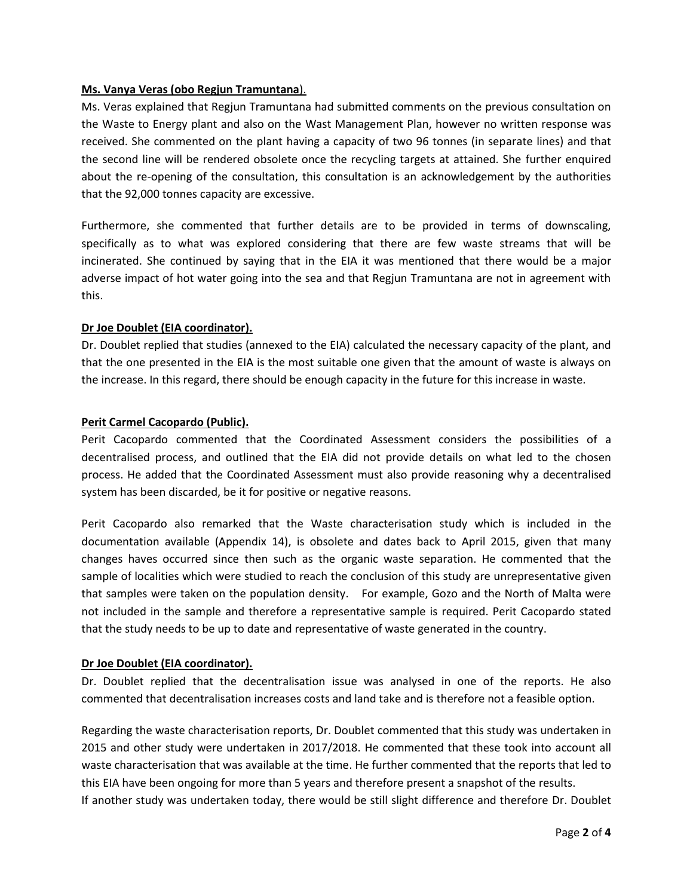**Ms. Vanya Veras (obo Regjun Tramuntana).**

Ms. Veras explained that Regjun Tramuntana had submitted comments on the previous consultation on the Waste to Energy plant and also on the Wast Management Plan, however no written response was received. She commented on the plant having a capacity of two 96 tonnes (in separate lines) and that the second line will be rendered obsolete once the recycling targets at attained. She further enquired about the re-opening of the consultation, this consultation is an acknowledgement by the authorities that the 92,000 tonnes capacity are excessive.

Furthermore, she commented that further details are to be provided in terms of downscaling, specifically as to what was explored considering that there are few waste streams that will be incinerated. She continued by saying that in the EIA it was mentioned that there would be a major adverse impact of hot water going into the sea and that Regjun Tramuntana are not in agreement with this.

**Dr Joe Doublet (EIA coordinator).**

Dr. Doublet replied that studies (annexed to the EIA) calculated the necessary capacity of the plant, and that the one presented in the EIA is the most suitable one given that the amount of waste is always on the increase. In this regard, there should be enough capacity in the future for this increase in waste.

**Perit Carmel Cacopardo (Public).**

Perit Cacopardo commented that the Coordinated Assessment considers the possibilities of a decentralised process, and outlined that the EIA did not provide details on what led to the chosen process. He added that the Coordinated Assessment must also provide reasoning why a decentralised system has been discarded, be it for positive or negative reasons.

Perit Cacopardo also remarked that the Waste characterisation study which is included in the documentation available (Appendix 14), is obsolete and dates back to April 2015, given that many changes haves occurred since then such as the organic waste separation. He commented that the sample of localities which were studied to reach the conclusion of this study are unrepresentative given that samples were taken on the population density. For example, Gozo and the North of Malta were not included in the sample and therefore a representative sample is required. Perit Cacopardo stated that the study needs to be up to date and representative of waste generated in the country.

**Dr Joe Doublet (EIA coordinator).**

Dr. Doublet replied that the decentralisation issue was analysed in one of the reports. He also commented that decentralisation increases costs and land take and is therefore not a feasible option.

Regarding the waste characterisation reports, Dr. Doublet commented that this study was undertaken in 2015 and other study were undertaken in 2017/2018. He commented that these took into account all waste characterisation that was available at the time. He further commented that the reports that led to this EIA have been ongoing for more than 5 years and therefore present a snapshot of the results.
If another study was undertaken today, there would be still slight difference and therefore Dr. Doublet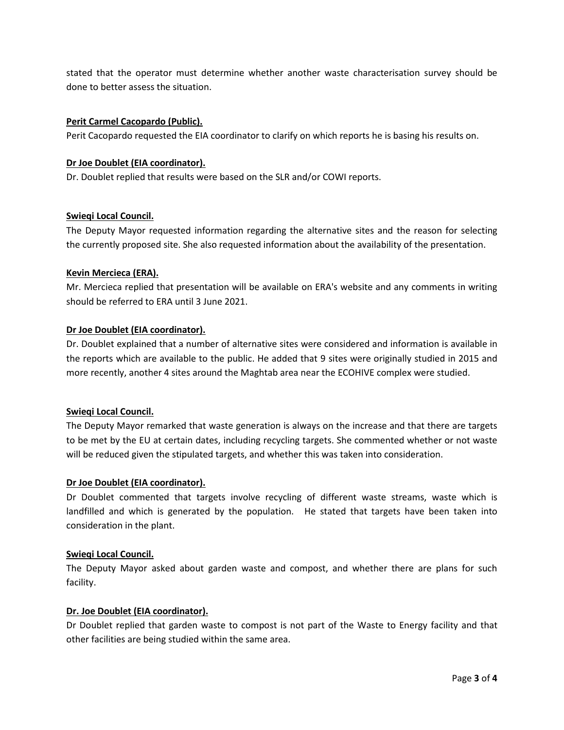stated that the operator must determine whether another waste characterisation survey should be done to better assess the situation.

**Perit Carmel Cacopardo (Public).**

Perit Cacopardo requested the EIA coordinator to clarify on which reports he is basing his results on.

**Dr Joe Doublet (EIA coordinator).**

Dr. Doublet replied that results were based on the SLR and/or COWI reports.

**Swieqi Local Council.**

The Deputy Mayor requested information regarding the alternative sites and the reason for selecting the currently proposed site. She also requested information about the availability of the presentation.

**Kevin Mercieca (ERA).**

Mr. Mercieca replied that presentation will be available on ERA's website and any comments in writing should be referred to ERA until 3 June 2021.

**Dr Joe Doublet (EIA coordinator).**

Dr. Doublet explained that a number of alternative sites were considered and information is available in the reports which are available to the public. He added that 9 sites were originally studied in 2015 and more recently, another 4 sites around the Maghtab area near the ECOHIVE complex were studied.

**Swieqi Local Council.**

The Deputy Mayor remarked that waste generation is always on the increase and that there are targets to be met by the EU at certain dates, including recycling targets. She commented whether or not waste will be reduced given the stipulated targets, and whether this was taken into consideration.

**Dr Joe Doublet (EIA coordinator).**

Dr Doublet commented that targets involve recycling of different waste streams, waste which is landfilled and which is generated by the population. He stated that targets have been taken into consideration in the plant.

**Swieqi Local Council.**

The Deputy Mayor asked about garden waste and compost, and whether there are plans for such facility.

**Dr. Joe Doublet (EIA coordinator).**

Dr Doublet replied that garden waste to compost is not part of the Waste to Energy facility and that other facilities are being studied within the same area.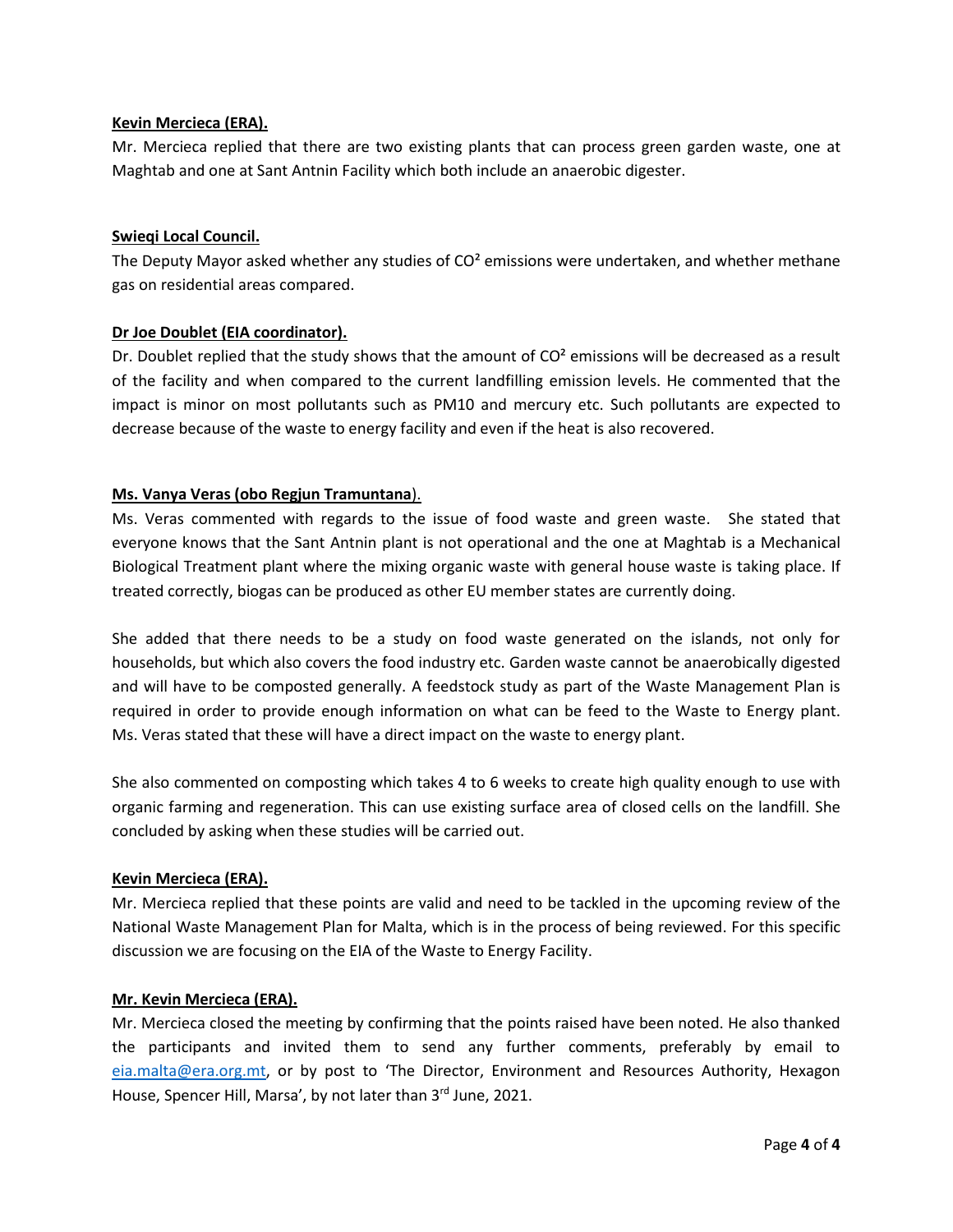**Kevin Mercieca (ERA).**

Mr. Mercieca replied that there are two existing plants that can process green garden waste, one at Maghtab and one at Sant Antnin Facility which both include an anaerobic digester.

**Swieqi Local Council.**

The Deputy Mayor asked whether any studies of $CO^2$ emissions were undertaken, and whether methane gas on residential areas compared.

**Dr Joe Doublet (EIA coordinator).**

Dr. Doublet replied that the study shows that the amount of $CO^2$ emissions will be decreased as a result of the facility and when compared to the current landfilling emission levels. He commented that the impact is minor on most pollutants such as PM10 and mercury etc. Such pollutants are expected to decrease because of the waste to energy facility and even if the heat is also recovered.

**Ms. Vanya Veras (obo Regjun Tramuntana).**

Ms. Veras commented with regards to the issue of food waste and green waste. She stated that everyone knows that the Sant Antnin plant is not operational and the one at Maghtab is a Mechanical Biological Treatment plant where the mixing organic waste with general house waste is taking place. If treated correctly, biogas can be produced as other EU member states are currently doing.

She added that there needs to be a study on food waste generated on the islands, not only for households, but which also covers the food industry etc. Garden waste cannot be anaerobically digested and will have to be composted generally. A feedstock study as part of the Waste Management Plan is required in order to provide enough information on what can be feed to the Waste to Energy plant. Ms. Veras stated that these will have a direct impact on the waste to energy plant.

She also commented on composting which takes 4 to 6 weeks to create high quality enough to use with organic farming and regeneration. This can use existing surface area of closed cells on the landfill. She concluded by asking when these studies will be carried out.

**Kevin Mercieca (ERA).**

Mr. Mercieca replied that these points are valid and need to be tackled in the upcoming review of the National Waste Management Plan for Malta, which is in the process of being reviewed. For this specific discussion we are focusing on the EIA of the Waste to Energy Facility.

**Mr. Kevin Mercieca (ERA).**

Mr. Mercieca closed the meeting by confirming that the points raised have been noted. He also thanked the participants and invited them to send any further comments, preferably by email to eia.malta@era.org.mt, or by post to 'The Director, Environment and Resources Authority, Hexagon House, Spencer Hill, Marsa', by not later than 3rd June, 2021.